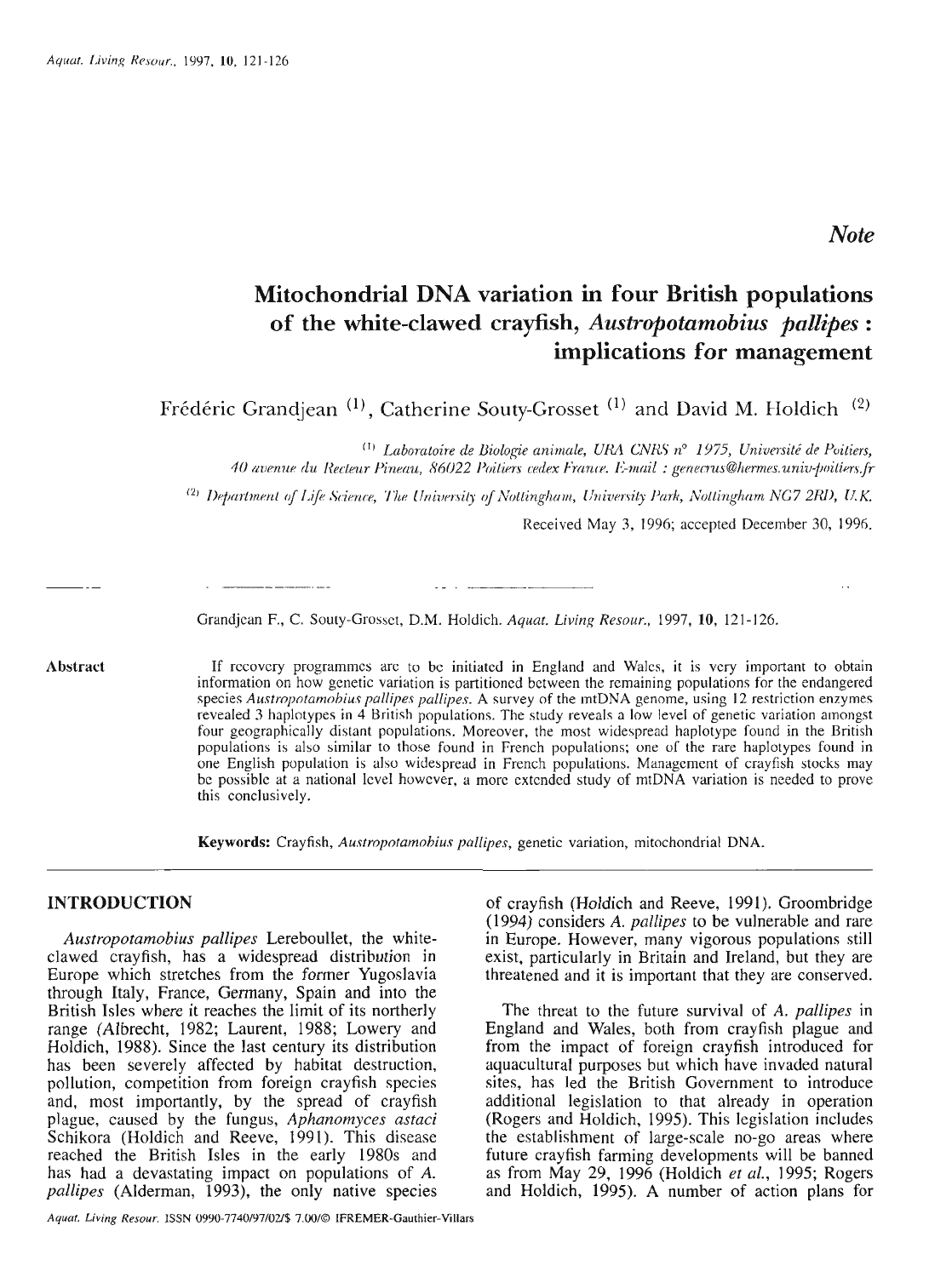*Note*

# Mitochondrial DNA variation in four British populations of the white-clawed crayfish, *Austropotamobius pallipes*: implications for management

Frédéric Grandjean [(1)], Catherine Souty-Grosset [(1)] and David M. Holdich [(2)]

[(1)] *Laboratoire de Biologie animale, URA CNRS n° 1975, Université de Poitiers, 40 avenue du Recteur Pineau, 86022 Poitiers cedex France. E-mail : genecrus@hermes.univ-poitiers.fr*

[(2)] *Department of Life Science, The University of Nottingham, University Park, Nottingham NG7 2RD, U.K.*

Received May 3, 1996; accepted December 30, 1996.

Grandjean F., C. Souty-Grosset, D.M. Holdich. *Aquat. Living Resour.*, 1997, **10**, 121-126.

**Abstract**

If recovery programmes are to be initiated in England and Wales, it is very important to obtain information on how genetic variation is partitioned between the remaining populations for the endangered species *Austropotamobius pallipes pallipes*. A survey of the mtDNA genome, using 12 restriction enzymes revealed 3 haplotypes in 4 British populations. The study reveals a low level of genetic variation amongst four geographically distant populations. Moreover, the most widespread haplotype found in the British populations is also similar to those found in French populations; one of the rare haplotypes found in one English population is also widespread in French populations. Management of crayfish stocks may be possible at a national level however, a more extended study of mtDNA variation is needed to prove this conclusively.

**Keywords:** Crayfish, *Austropotamobius pallipes*, genetic variation, mitochondrial DNA.

## INTRODUCTION

*Austropotamobius pallipes* Lereboullet, the white-clawed crayfish, has a widespread distribution in Europe which stretches from the former Yugoslavia through Italy, France, Germany, Spain and into the British Isles where it reaches the limit of its northerly range (Albrecht, 1982; Laurent, 1988; Lowery and Holdich, 1988). Since the last century its distribution has been severely affected by habitat destruction, pollution, competition from foreign crayfish species and, most importantly, by the spread of crayfish plague, caused by the fungus, *Aphanomyces astaci* Schikora (Holdich and Reeve, 1991). This disease reached the British Isles in the early 1980s and has had a devastating impact on populations of *A. pallipes* (Alderman, 1993), the only native species of crayfish (Holdich and Reeve, 1991). Groombridge (1994) considers *A. pallipes* to be vulnerable and rare in Europe. However, many vigorous populations still exist, particularly in Britain and Ireland, but they are threatened and it is important that they are conserved.

The threat to the future survival of *A. pallipes* in England and Wales, both from crayfish plague and from the impact of foreign crayfish introduced for aquacultural purposes but which have invaded natural sites, has led the British Government to introduce additional legislation to that already in operation (Rogers and Holdich, 1995). This legislation includes the establishment of large-scale no-go areas where future crayfish farming developments will be banned as from May 29, 1996 (Holdich *et al.*, 1995; Rogers and Holdich, 1995). A number of action plans for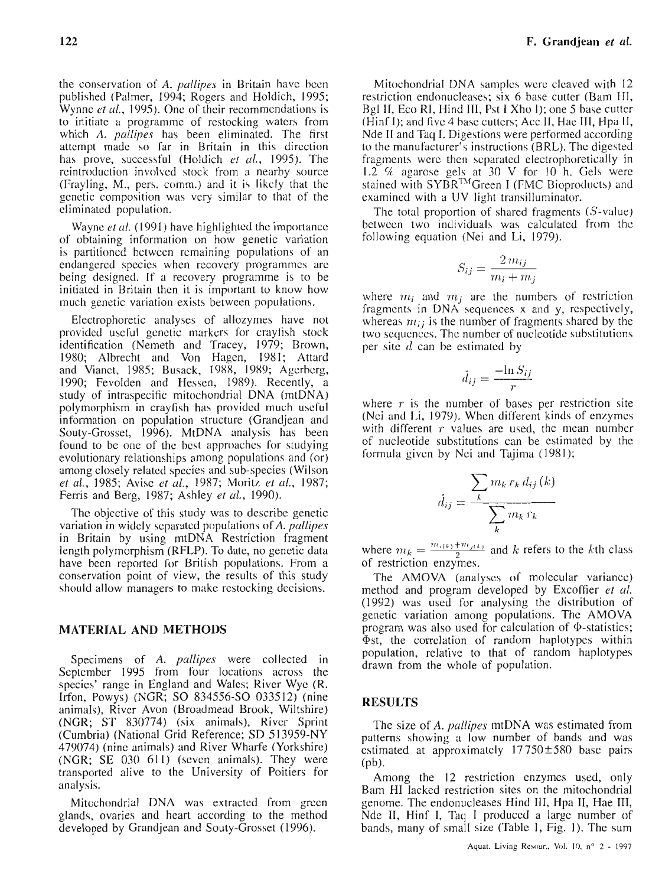the conservation of *A. pallipes* in Britain have been published (Palmer, 1994; Rogers and Holdich, 1995; Wynne *et al.*, 1995). One of their recommendations is to initiate a programme of restocking waters from which *A. pallipes* has been eliminated. The first attempt made so far in Britain in this direction has prove, successful (Holdich *et al.*, 1995). The reintroduction involved stock from a nearby source (Frayling, M., pers. comm.) and it is likely that the genetic composition was very similar to that of the eliminated population.

Wayne *et al.* (1991) have highlighted the importance of obtaining information on how genetic variation is partitioned between remaining populations of an endangered species when recovery programmes are being designed. If a recovery programme is to be initiated in Britain then it is important to know how much genetic variation exists between populations.

Electrophoretic analyses of allozymes have not provided useful genetic markers for crayfish stock identification (Nemeth and Tracey, 1979; Brown, 1980; Albrecht and Von Hagen, 1981; Attard and Vianet, 1985; Busack, 1988, 1989; Agerberg, 1990; Fevolden and Hessen, 1989). Recently, a study of intraspecific mitochondrial DNA (mtDNA) polymorphism in crayfish has provided much useful information on population structure (Grandjean and Souty-Grosset, 1996). MtDNA analysis has been found to be one of the best approaches for studying evolutionary relationships among populations and (or) among closely related species and sub-species (Wilson *et al.*, 1985; Avise *et al.*, 1987; Moritz *et al.*, 1987; Ferris and Berg, 1987; Ashley *et al.*, 1990).

The objective of this study was to describe genetic variation in widely separated populations of *A. pallipes* in Britain by using mtDNA Restriction fragment length polymorphism (RFLP). To date, no genetic data have been reported for British populations. From a conservation point of view, the results of this study should allow managers to make restocking decisions.

## MATERIAL AND METHODS

Specimens of *A. pallipes* were collected in September 1995 from four locations across the species' range in England and Wales; River Wye (R. Irfon, Powys) (NGR; SO 834556-SO 033512) (nine animals), River Avon (Broadmead Brook, Wiltshire) (NGR; ST 830774) (six animals), River Sprint (Cumbria) (National Grid Reference; SD 513959-NY 479074) (nine animals) and River Wharfe (Yorkshire) (NGR; SE 030 611) (seven animals). They were transported alive to the University of Poitiers for analysis.

Mitochondrial DNA was extracted from green glands, ovaries and heart according to the method developed by Grandjean and Souty-Grosset (1996).

Mitochondrial DNA samples were cleaved with 12 restriction endonucleases; six 6 base cutter (Bam HI, Bgl II, Eco RI, Hind III, Pst I Xho I); one 5 base cutter (Hinf I); and five 4 base cutters; Acc II, Hae III, Hpa II, Nde II and Taq I. Digestions were performed according to the manufacturer's instructions (BRL). The digested fragments were then separated electrophoretically in 1.2 % agarose gels at 30 V for 10 h. Gels were stained with SYBR™Green I (FMC Bioproducts) and examined with a UV light transilluminator.

The total proportion of shared fragments ($S$-value) between two individuals was calculated from the following equation (Nei and Li, 1979).

$$S_{ij} = \frac{2\,m_{ij}}{m_i + m_j}$$

where $m_i$ and $m_j$ are the numbers of restriction fragments in DNA sequences x and y, respectively, whereas $m_{ij}$ is the number of fragments shared by the two sequences. The number of nucleotide substitutions per site $d$ can be estimated by

$$\hat{d}_{ij} = \frac{-\ln S_{ij}}{r}$$

where $r$ is the number of bases per restriction site (Nei and Li, 1979). When different kinds of enzymes with different $r$ values are used, the mean number of nucleotide substitutions can be estimated by the formula given by Nei and Tajima (1981);

$$\hat{d}_{ij} = \frac{\sum_k m_k\, r_k\, d_{ij}(k)}{\sum_k m_k\, r_k}$$

where $m_k = \frac{m_{i(k)} + m_{j(k)}}{2}$ and $k$ refers to the $k$th class of restriction enzymes.

The AMOVA (analyses of molecular variance) method and program developed by Excoffier *et al.* (1992) was used for analysing the distribution of genetic variation among populations. The AMOVA program was also used for calculation of $\Phi$-statistics; $\Phi$st, the correlation of random haplotypes within population, relative to that of random haplotypes drawn from the whole of population.

## RESULTS

The size of *A. pallipes* mtDNA was estimated from patterns showing a low number of bands and was estimated at approximately 17750±580 base pairs (pb).

Among the 12 restriction enzymes used, only Bam HI lacked restriction sites on the mitochondrial genome. The endonucleases Hind III, Hpa II, Hae III, Nde II, Hinf I, Taq I produced a large number of bands, many of small size (Table 1, Fig. 1). The sum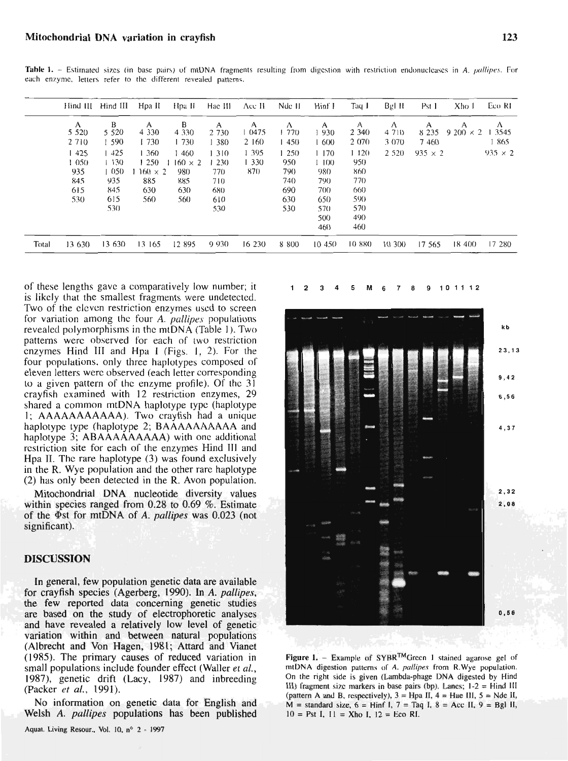**Table 1.** – Estimated sizes (in base pairs) of mtDNA fragments resulting from digestion with restriction endonucleases in *A. pallipes*. For each enzyme, letters refer to the different revealed patterns.

| | Hind III | Hind III | Hpa II | Hpa II | Hae III | Acc II | Nde II | Hinf I | Taq I | Bgl II | Pst I | Xho I | Eco RI |
|---|---|---|---|---|---|---|---|---|---|---|---|---|---|
| | A | B | A | B | A | A | A | A | A | A | A | A | A |
| | 5 520 | 5 520 | 4 330 | 4 330 | 2 730 | 1 0475 | 1 770 | 1 930 | 2 340 | 4 710 | 8 235 | 9 200 × 2 | 1 3545 |
| | 2 710 | 1 590 | 1 730 | 1 730 | 1 380 | 2 160 | 1 450 | 1 600 | 2 070 | 3 070 | 7 460 | | 1 865 |
| | 1 425 | 1 425 | 1 360 | 1 460 | 1 310 | 1 395 | 1 250 | 1 170 | 1 120 | 2 520 | 935 × 2 | | 935 × 2 |
| | 1 050 | 1 130 | 1 250 | 1 160 × 2 | 1 230 | 1 330 | 950 | 1 100 | 950 | | | | |
| | 935 | 1 050 | 1 160 × 2 | 980 | 770 | 870 | 790 | 980 | 860 | | | | |
| | 845 | 935 | 885 | 885 | 710 | | 740 | 790 | 770 | | | | |
| | 615 | 845 | 630 | 630 | 680 | | 690 | 700 | 660 | | | | |
| | 530 | 615 | 560 | 560 | 610 | | 630 | 650 | 590 | | | | |
| | | 530 | | | 530 | | 530 | 570 | 570 | | | | |
| | | | | | | | | 500 | 490 | | | | |
| | | | | | | | | 460 | 460 | | | | |
| Total | 13 630 | 13 630 | 13 165 | 12 895 | 9 930 | 16 230 | 8 800 | 10 450 | 10 880 | 10 300 | 17 565 | 18 400 | 17 280 |

of these lengths gave a comparatively low number; it is likely that the smallest fragments were undetected. Two of the eleven restriction enzymes used to screen for variation among the four *A. pallipes* populations revealed polymorphisms in the mtDNA (Table 1). Two patterns were observed for each of two restriction enzymes Hind III and Hpa I (Figs. 1, 2). For the four populations, only three haplotypes composed of eleven letters were observed (each letter corresponding to a given pattern of the enzyme profile). Of the 31 crayfish examined with 12 restriction enzymes, 29 shared a common mtDNA haplotype type (haplotype 1; AAAAAAAAAAA). Two crayfish had a unique haplotype type (haplotype 2; BAAAAAAAAAA and haplotype 3; ABAAAAAAAAA) with one additional restriction site for each of the enzymes Hind III and Hpa II. The rare haplotype (3) was found exclusively in the R. Wye population and the other rare haplotype (2) has only been detected in the R. Avon population.

Mitochondrial DNA nucleotide diversity values within species ranged from 0.28 to 0.69 %. Estimate of the Φst for mtDNA of *A. pallipes* was 0.023 (not significant).

## DISCUSSION

In general, few population genetic data are available for crayfish species (Agerberg, 1990). In *A. pallipes*, the few reported data concerning genetic studies are based on the study of electrophoretic analyses and have revealed a relatively low level of genetic variation within and between natural populations (Albrecht and Von Hagen, 1981; Attard and Vianet (1985). The primary causes of reduced variation in small populations include founder effect (Waller *et al.*, 1987), genetic drift (Lacy, 1987) and inbreeding (Packer *et al.*, 1991).

No information on genetic data for English and Welsh *A. pallipes* populations has been published

**Figure 1.** – Example of SYBR™Green I stained agarose gel of mtDNA digestion patterns of *A. pallipes* from R.Wye population. On the right side is given (Lambda-phage DNA digested by Hind III) fragment size markers in base pairs (bp). Lanes; 1-2 = Hind III (pattern A and B, respectively), 3 = Hpa II, 4 = Hae III, 5 = Nde II, M = standard size, 6 = Hinf I, 7 = Taq I, 8 = Acc II, 9 = Bgl II, 10 = Pst I, 11 = Xho I, 12 = Eco RI.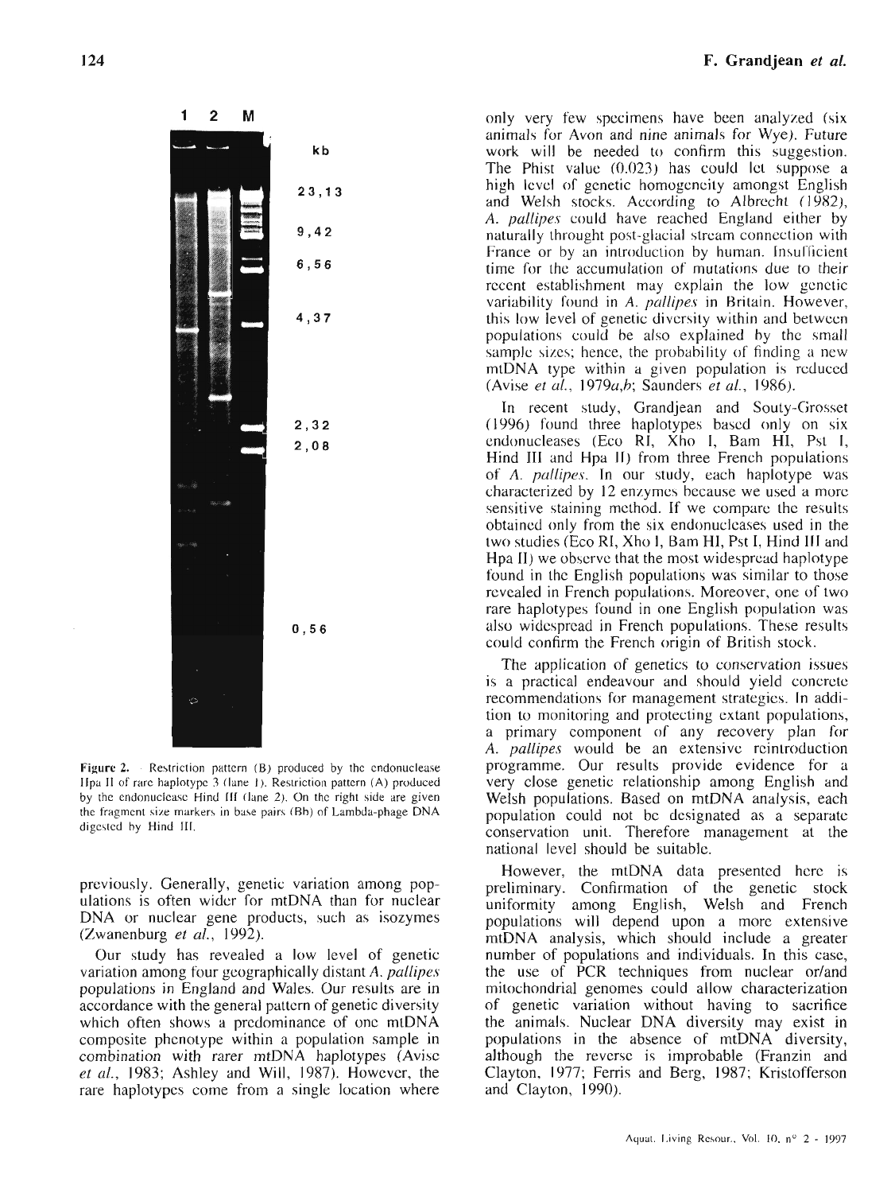Figure 2. – Restriction pattern (B) produced by the endonuclease Hpa II of rare haplotype 3 (lane 1). Restriction pattern (A) produced by the endonuclease Hind III (lane 2). On the right side are given the fragment size markers in base pairs (Bh) of Lambda-phage DNA digested by Hind III.

previously. Generally, genetic variation among populations is often wider for mtDNA than for nuclear DNA or nuclear gene products, such as isozymes (Zwanenburg *et al.*, 1992).

Our study has revealed a low level of genetic variation among four geographically distant *A. pallipes* populations in England and Wales. Our results are in accordance with the general pattern of genetic diversity which often shows a predominance of one mtDNA composite phenotype within a population sample in combination with rarer mtDNA haplotypes (Avise *et al.*, 1983; Ashley and Will, 1987). However, the rare haplotypes come from a single location where only very few specimens have been analyzed (six animals for Avon and nine animals for Wye). Future work will be needed to confirm this suggestion. The Phist value (0.023) has could let suppose a high level of genetic homogeneity amongst English and Welsh stocks. According to Albrecht (1982), *A. pallipes* could have reached England either by naturally throught post-glacial stream connection with France or by an introduction by human. Insufficient time for the accumulation of mutations due to their recent establishment may explain the low genetic variability found in *A. pallipes* in Britain. However, this low level of genetic diversity within and between populations could be also explained by the small sample sizes; hence, the probability of finding a new mtDNA type within a given population is reduced (Avise *et al.*, 1979*a,b*; Saunders *et al.*, 1986).

In recent study, Grandjean and Souty-Grosset (1996) found three haplotypes based only on six endonucleases (Eco RI, Xho I, Bam HI, Pst I, Hind III and Hpa II) from three French populations of *A. pallipes*. In our study, each haplotype was characterized by 12 enzymes because we used a more sensitive staining method. If we compare the results obtained only from the six endonucleases used in the two studies (Eco RI, Xho I, Bam HI, Pst I, Hind III and Hpa II) we observe that the most widespread haplotype found in the English populations was similar to those revealed in French populations. Moreover, one of two rare haplotypes found in one English population was also widespread in French populations. These results could confirm the French origin of British stock.

The application of genetics to conservation issues is a practical endeavour and should yield concrete recommendations for management strategies. In addition to monitoring and protecting extant populations, a primary component of any recovery plan for *A. pallipes* would be an extensive reintroduction programme. Our results provide evidence for a very close genetic relationship among English and Welsh populations. Based on mtDNA analysis, each population could not be designated as a separate conservation unit. Therefore management at the national level should be suitable.

However, the mtDNA data presented here is preliminary. Confirmation of the genetic stock uniformity among English, Welsh and French populations will depend upon a more extensive mtDNA analysis, which should include a greater number of populations and individuals. In this case, the use of PCR techniques from nuclear or/and mitochondrial genomes could allow characterization of genetic variation without having to sacrifice the animals. Nuclear DNA diversity may exist in populations in the absence of mtDNA diversity, although the reverse is improbable (Franzin and Clayton, 1977; Ferris and Berg, 1987; Kristofferson and Clayton, 1990).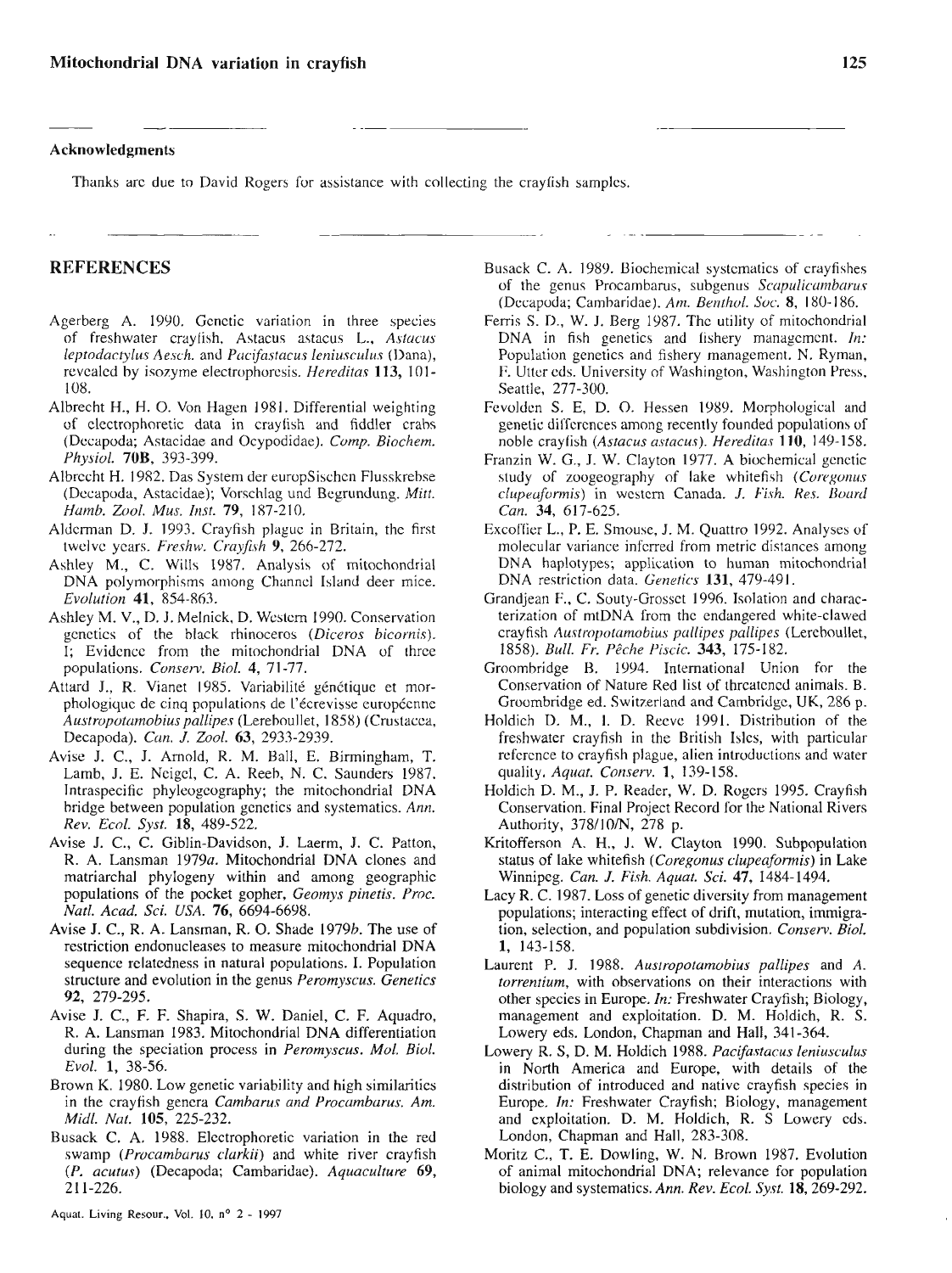## Acknowledgments

Thanks are due to David Rogers for assistance with collecting the crayfish samples.

## REFERENCES

Agerberg A. 1990. Genetic variation in three species of freshwater crayfish, Astacus astacus L., *Astacus leptodactylus* Aesch. and *Pacifastacus leniusculus* (Dana), revealed by isozyme electrophoresis. *Hereditas* **113**, 101-108.

Albrecht H., H. O. Von Hagen 1981. Differential weighting of electrophoretic data in crayfish and fiddler crabs (Decapoda; Astacidae and Ocypodidae). *Comp. Biochem. Physiol.* **70B**, 393-399.

Albrecht H. 1982. Das System der europSischen Flusskrebse (Decapoda, Astacidae); Vorschlag und Begrundung. *Mitt. Hamb. Zool. Mus. Inst.* **79**, 187-210.

Alderman D. J. 1993. Crayfish plague in Britain, the first twelve years. *Freshw. Crayfish* **9**, 266-272.

Ashley M., C. Wills 1987. Analysis of mitochondrial DNA polymorphisms among Channel Island deer mice. *Evolution* **41**, 854-863.

Ashley M. V., D. J. Melnick, D. Western 1990. Conservation genetics of the black rhinoceros (*Diceros bicornis*). I; Evidence from the mitochondrial DNA of three populations. *Conserv. Biol.* **4**, 71-77.

Attard J., R. Vianet 1985. Variabilité génétique et morphologique de cinq populations de l'écrevisse européenne *Austropotamobius pallipes* (Lereboullet, 1858) (Crustacea, Decapoda). *Can. J. Zool.* **63**, 2933-2939.

Avise J. C., J. Arnold, R. M. Ball, E. Birmingham, T. Lamb, J. E. Neigel, C. A. Reeb, N. C. Saunders 1987. Intraspecific phyleogeography; the mitochondrial DNA bridge between population genetics and systematics. *Ann. Rev. Ecol. Syst.* **18**, 489-522.

Avise J. C., C. Giblin-Davidson, J. Laerm, J. C. Patton, R. A. Lansman 1979*a*. Mitochondrial DNA clones and matriarchal phylogeny within and among geographic populations of the pocket gopher, *Geomys pinetis*. *Proc. Natl. Acad. Sci. USA.* **76**, 6694-6698.

Avise J. C., R. A. Lansman, R. O. Shade 1979*b*. The use of restriction endonucleases to measure mitochondrial DNA sequence relatedness in natural populations. I. Population structure and evolution in the genus *Peromyscus*. *Genetics* **92**, 279-295.

Avise J. C., F. F. Shapira, S. W. Daniel, C. F. Aquadro, R. A. Lansman 1983. Mitochondrial DNA differentiation during the speciation process in *Peromyscus*. *Mol. Biol. Evol.* **1**, 38-56.

Brown K. 1980. Low genetic variability and high similarities in the crayfish genera *Cambarus and Procambarus*. *Am. Midl. Nat.* **105**, 225-232.

Busack C. A. 1988. Electrophoretic variation in the red swamp (*Procambarus clarkii*) and white river crayfish (*P. acutus*) (Decapoda; Cambaridae). *Aquaculture* **69**, 211-226.

Busack C. A. 1989. Biochemical systematics of crayfishes of the genus Procambarus, subgenus *Scapulicambarus* (Decapoda; Cambaridae). *Am. Benthol. Soc.* **8**, 180-186.

Ferris S. D., W. J. Berg 1987. The utility of mitochondrial DNA in fish genetics and fishery management. *In:* Population genetics and fishery management. N. Ryman, F. Utter eds. University of Washington, Washington Press, Seattle, 277-300.

Fevolden S. E, D. O. Hessen 1989. Morphological and genetic differences among recently founded populations of noble crayfish (*Astacus astacus*). *Hereditas* **110**, 149-158.

Franzin W. G., J. W. Clayton 1977. A biochemical genetic study of zoogeography of lake whitefish (*Coregonus clupeaformis*) in western Canada. *J. Fish. Res. Board Can.* **34**, 617-625.

Excoffier L., P. E. Smouse, J. M. Quattro 1992. Analyses of molecular variance inferred from metric distances among DNA haplotypes; application to human mitochondrial DNA restriction data. *Genetics* **131**, 479-491.

Grandjean F., C. Souty-Grosset 1996. Isolation and characterization of mtDNA from the endangered white-clawed crayfish *Austropotamobius pallipes pallipes* (Lereboullet, 1858). *Bull. Fr. Pêche Piscic.* **343**, 175-182.

Groombridge B. 1994. International Union for the Conservation of Nature Red list of threatened animals. B. Groombridge ed. Switzerland and Cambridge, UK, 286 p.

Holdich D. M., I. D. Reeve 1991. Distribution of the freshwater crayfish in the British Isles, with particular reference to crayfish plague, alien introductions and water quality. *Aquat. Conserv.* **1**, 139-158.

Holdich D. M., J. P. Reader, W. D. Rogers 1995. Crayfish Conservation. Final Project Record for the National Rivers Authority, 378/10/N, 278 p.

Kritofferson A. H., J. W. Clayton 1990. Subpopulation status of lake whitefish (*Coregonus clupeaformis*) in Lake Winnipeg. *Can. J. Fish. Aquat. Sci.* **47**, 1484-1494.

Lacy R. C. 1987. Loss of genetic diversity from management populations; interacting effect of drift, mutation, immigration, selection, and population subdivision. *Conserv. Biol.* **1**, 143-158.

Laurent P. J. 1988. *Austropotamobius pallipes* and *A. torrentium*, with observations on their interactions with other species in Europe. *In:* Freshwater Crayfish; Biology, management and exploitation. D. M. Holdich, R. S. Lowery eds. London, Chapman and Hall, 341-364.

Lowery R. S, D. M. Holdich 1988. *Pacifastacus leniusculus* in North America and Europe, with details of the distribution of introduced and native crayfish species in Europe. *In:* Freshwater Crayfish; Biology, management and exploitation. D. M. Holdich, R. S Lowery eds. London, Chapman and Hall, 283-308.

Moritz C., T. E. Dowling, W. N. Brown 1987. Evolution of animal mitochondrial DNA; relevance for population biology and systematics. *Ann. Rev. Ecol. Syst.* **18**, 269-292.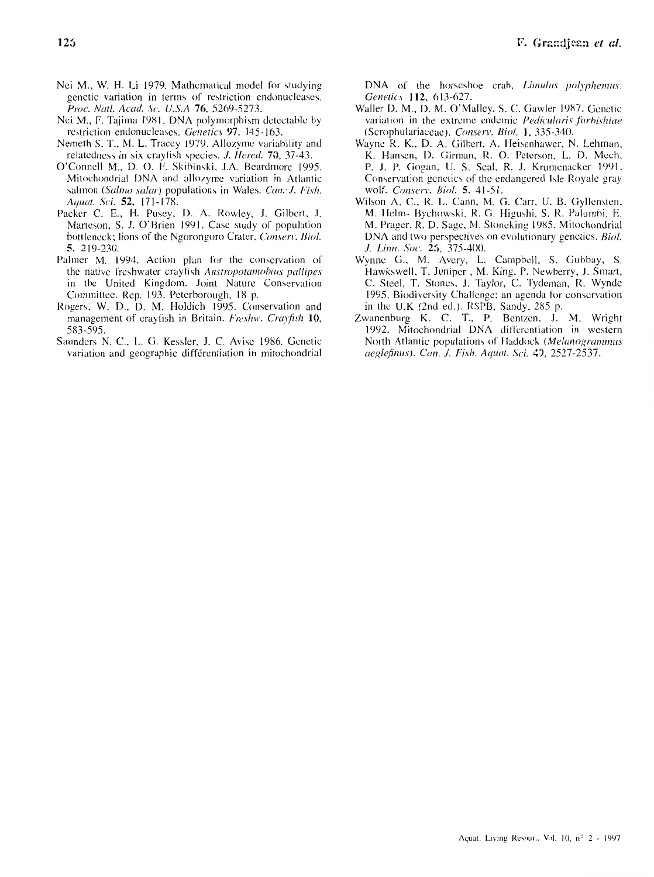Nei M., W. H. Li 1979. Mathematical model for studying genetic variation in terms of restriction endonucleases. *Proc. Natl. Acad. Sc. U.S.A* **76**, 5269-5273.

Nei M., F. Tajima 1981. DNA polymorphism detectable by restriction endonucleases. *Genetics* **97**, 145-163.

Nemeth S. T., M. L. Tracey 1979. Allozyme variability and relatedness in six crayfish species. *J. Hered.* **70**, 37-43.

O'Connell M., D. O. F. Skibinski, J.A. Beardmore 1995. Mitochondrial DNA and allozyme variation in Atlantic salmon (*Salmo salar*) populations in Wales. *Can. J. Fish. Aquat. Sci.* **52**, 171-178.

Packer C. E., H. Pusey, D. A. Rowley, J. Gilbert, J. Marteson, S. J. O'Brien 1991. Case study of population bottleneck; lions of the Ngorongoro Crater. *Conserv. Biol.* **5**, 219-230.

Palmer M. 1994. Action plan for the conservation of the native freshwater crayfish *Austropotamobius pallipes* in the United Kingdom. Joint Nature Conservation Committee. Rep. 193. Peterborough, 18 p.

Rogers, W. D., D. M. Holdich 1995. Conservation and management of crayfish in Britain. *Freshw. Crayfish* **10**, 583-595.

Saunders N. C., L. G. Kessler, J. C. Avise 1986. Genetic variation and geographic differentiation in mitochondrial DNA of the horseshoe crab, *Limulus polyphemus*. *Genetics* **112**, 613-627.

Waller D. M., D. M. O'Malley, S. C. Gawler 1987. Genetic variation in the extreme endemic *Pedicularis furbishiae* (Scrophulariaceae). *Conserv. Biol.* **1**, 335-340.

Wayne R. K., D. A. Gilbert, A. Heisenhawer, N. Lehman, K. Hansen, D. Girman, R. O. Peterson, L. D. Mech, P. J. P. Gogan, U. S. Seal, R. J. Krumenacker 1991. Conservation genetics of the endangered Isle Royale gray wolf. *Conserv. Biol.* **5**, 41-51.

Wilson A. C., R. L. Cann, M. G. Carr, U. B. Gyllensten, M. Helm- Bychowski, R. G. Higushi, S. R. Palumbi, E. M. Prager, R. D. Sage, M. Stoneking 1985. Mitochondrial DNA and two perspectives on evolutionary genetics. *Biol. J. Linn. Soc.* **26**, 375-400.

Wynne G., M. Avery, L. Campbell, S. Gubbay, S. Hawkswell, T. Juniper , M. King, P. Newberry, J. Smart, C. Steel, T. Stones, J. Taylor, C. Tydeman, R. Wynde 1995. Biodiversity Challenge; an agenda for conservation in the U.K (2nd ed.). RSPB, Sandy, 285 p.

Zwanenburg K. C. T., P. Bentzen, J. M. Wright 1992. Mitochondrial DNA differentiation in western North Atlantic populations of Haddock (*Melanogrammus aeglefinus*). *Can. J. Fish. Aquat. Sci.* **49**, 2527-2537.